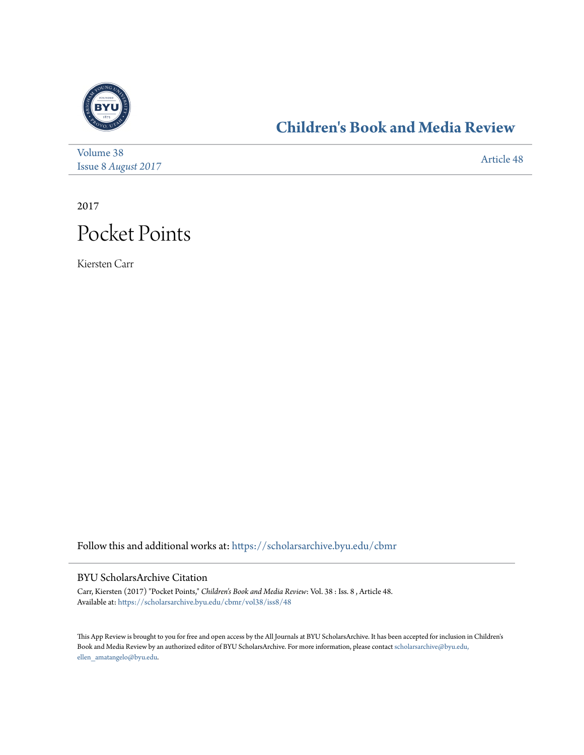# Children's Book and Media Review

Volume 38
Issue 8 *August 2017*

Article 48

2017

# Pocket Points

Kiersten Carr

Follow this and additional works at: https://scholarsarchive.byu.edu/cbmr

## BYU ScholarsArchive Citation

Carr, Kiersten (2017) "Pocket Points," *Children's Book and Media Review*: Vol. 38 : Iss. 8 , Article 48.
Available at: https://scholarsarchive.byu.edu/cbmr/vol38/iss8/48

This App Review is brought to you for free and open access by the All Journals at BYU ScholarsArchive. It has been accepted for inclusion in Children's Book and Media Review by an authorized editor of BYU ScholarsArchive. For more information, please contact scholarsarchive@byu.edu, ellen_amatangelo@byu.edu.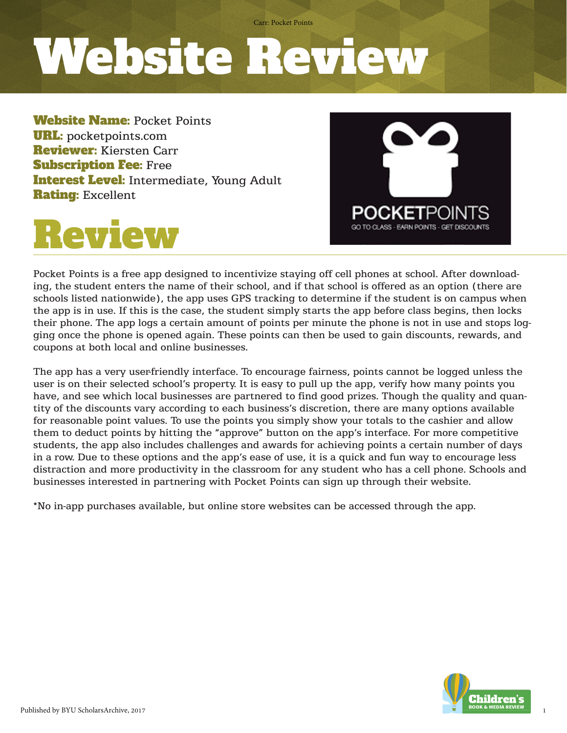# Website Review

**Website Name:** Pocket Points
**URL:** pocketpoints.com
**Reviewer:** Kiersten Carr
**Subscription Fee:** Free
**Interest Level:** Intermediate, Young Adult
**Rating:** Excellent

## Review

Pocket Points is a free app designed to incentivize staying off cell phones at school. After downloading, the student enters the name of their school, and if that school is offered as an option (there are schools listed nationwide), the app uses GPS tracking to determine if the student is on campus when the app is in use. If this is the case, the student simply starts the app before class begins, then locks their phone. The app logs a certain amount of points per minute the phone is not in use and stops logging once the phone is opened again. These points can then be used to gain discounts, rewards, and coupons at both local and online businesses.

The app has a very user-friendly interface. To encourage fairness, points cannot be logged unless the user is on their selected school's property. It is easy to pull up the app, verify how many points you have, and see which local businesses are partnered to find good prizes. Though the quality and quantity of the discounts vary according to each business's discretion, there are many options available for reasonable point values. To use the points you simply show your totals to the cashier and allow them to deduct points by hitting the "approve" button on the app's interface. For more competitive students, the app also includes challenges and awards for achieving points a certain number of days in a row. Due to these options and the app's ease of use, it is a quick and fun way to encourage less distraction and more productivity in the classroom for any student who has a cell phone. Schools and businesses interested in partnering with Pocket Points can sign up through their website.

*No in-app purchases available, but online store websites can be accessed through the app.